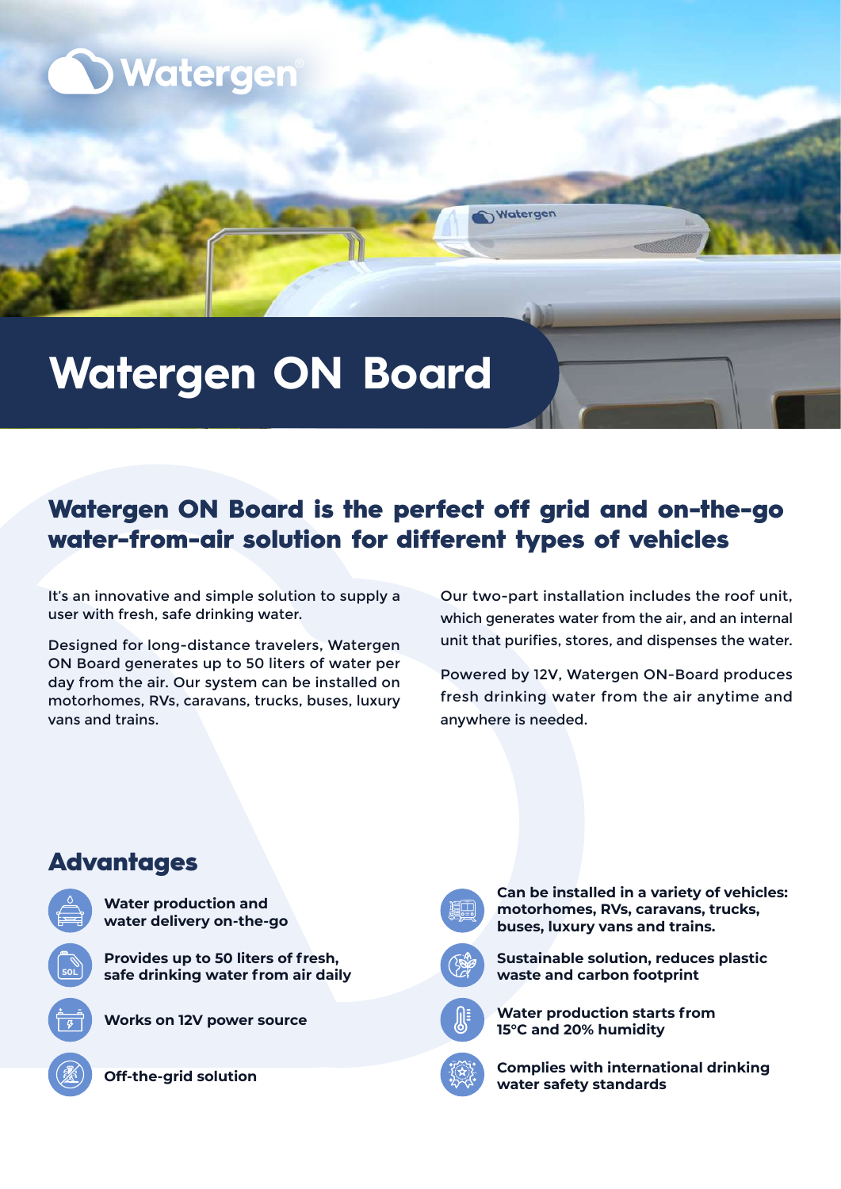# Watergen ON Board

## Watergen ON Board is the perfect off grid and on-the-go water-from-air solution for different types of vehicles

It's an innovative and simple solution to supply a user with fresh, safe drinking water.

Designed for long-distance travelers, Watergen ON Board generates up to 50 liters of water per day from the air. Our system can be installed on motorhomes, RVs, caravans, trucks, buses, luxury vans and trains.

Our two-part installation includes the roof unit, which generates water from the air, and an internal unit that purifies, stores, and dispenses the water.

Powered by 12V, Watergen ON-Board produces fresh drinking water from the air anytime and anywhere is needed.

## Advantages

- **Water production and water delivery on-the-go**
- **Provides up to 50 liters of fresh, safe drinking water from air daily**
- **Works on 12V power source**
- **Off-the-grid solution**
- **Can be installed in a variety of vehicles: motorhomes, RVs, caravans, trucks, buses, luxury vans and trains.**
- **Sustainable solution, reduces plastic waste and carbon footprint**
- **Water production starts from 15°C and 20% humidity**
- **Complies with international drinking water safety standards**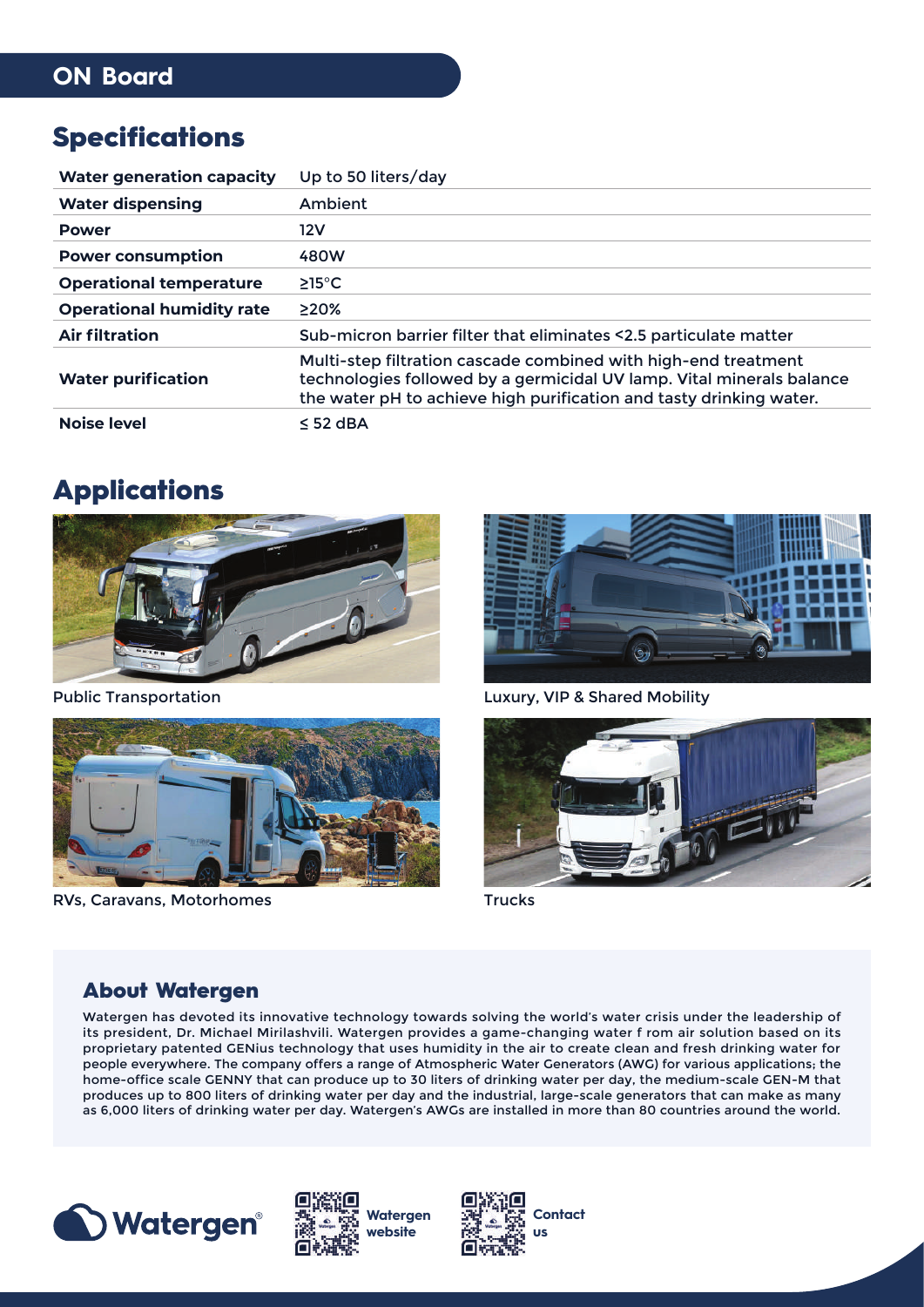## ON Board

# Specifications

| | |
|---|---|
| **Water generation capacity** | Up to 50 liters/day |
| **Water dispensing** | Ambient |
| **Power** | 12V |
| **Power consumption** | 480W |
| **Operational temperature** | ≥15°C |
| **Operational humidity rate** | ≥20% |
| **Air filtration** | Sub-micron barrier filter that eliminates <2.5 particulate matter |
| **Water purification** | Multi-step filtration cascade combined with high-end treatment technologies followed by a germicidal UV lamp. Vital minerals balance the water pH to achieve high purification and tasty drinking water. |
| **Noise level** | ≤ 52 dBA |

# Applications

Public Transportation

Luxury, VIP & Shared Mobility

RVs, Caravans, Motorhomes

Trucks

## About Watergen

Watergen has devoted its innovative technology towards solving the world's water crisis under the leadership of its president, Dr. Michael Mirilashvili. Watergen provides a game-changing water f rom air solution based on its proprietary patented GENius technology that uses humidity in the air to create clean and fresh drinking water for people everywhere. The company offers a range of Atmospheric Water Generators (AWG) for various applications; the home-office scale GENNY that can produce up to 30 liters of drinking water per day, the medium-scale GEN-M that produces up to 800 liters of drinking water per day and the industrial, large-scale generators that can make as many as 6,000 liters of drinking water per day. Watergen's AWGs are installed in more than 80 countries around the world.

Watergen®

Watergen website

Contact us